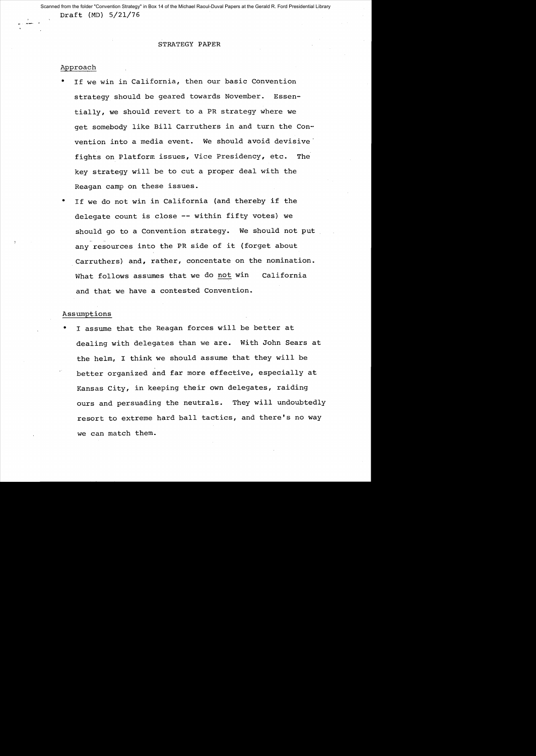Scanned from the folder "Convention Strategy" in Box 14 of the Michael Raoul-Duval Papers at the Gerald R. Ford Presidential Library

Draft (MD) 5/21/76

# STRATEGY PAPER

## Approach

- If we win in California, then our basic Convention strategy should be geared towards November. Essentially, we should revert to a PR strategy where we get somebody like Bill Carruthers in and turn the Convention into a media event. We should avoid devisive fights on Platform issues, Vice Presidency, etc. The key strategy will be to cut a proper deal with the Reagan camp on these issues.
- If we do not win in California (and thereby if the delegate count is close -- within fifty votes) we should go to a Convention strategy. We should not put any resources into the PR side of it (forget about Carruthers) and, rather, concentate on the nomination. What follows assumes that we do not win California and that we have a contested Convention.

## Assumptions

- I assume that the Reagan forces will be better at dealing with delegates than we are. With John Sears at the helm, I think we should assume that they will be better organized and far more effective, especially at Kansas City, in keeping their own delegates, raiding ours and persuading the neutrals. They will undoubtedly resort to extreme hard ball tactics, and there's no way we can match them.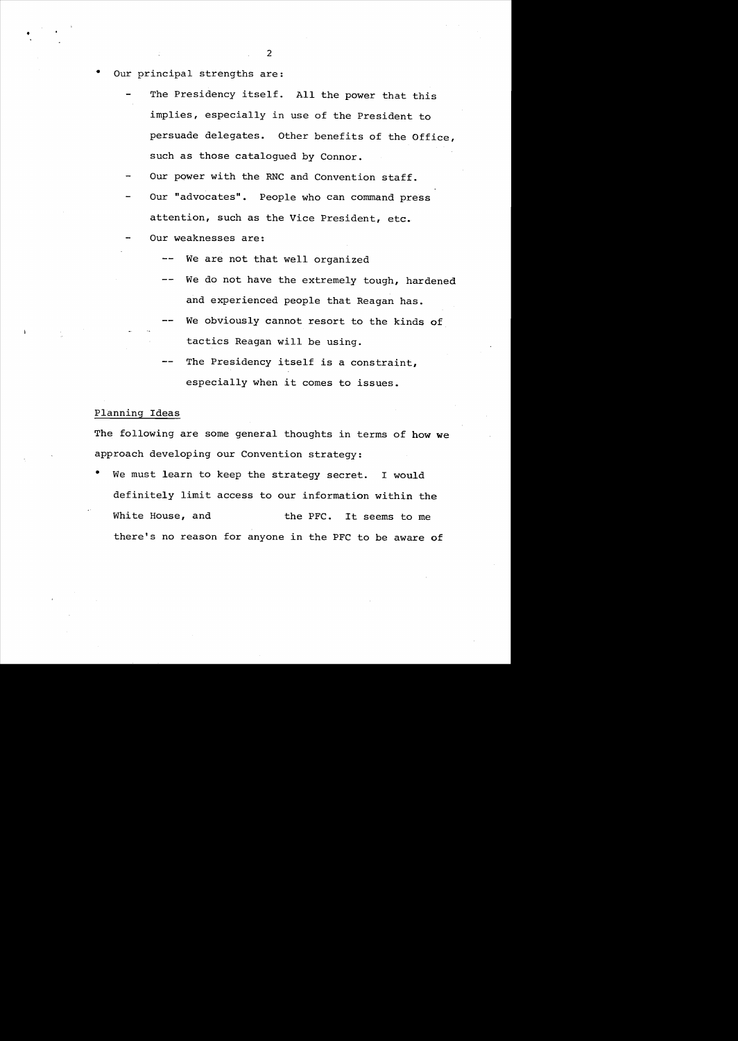- Our principal strengths are:
  - The Presidency itself. All the power that this implies, especially in use of the President to persuade delegates. Other benefits of the Office, such as those catalogued by Connor.
  - Our power with the RNC and Convention staff.
  - Our "advocates". People who can command press attention, such as the Vice President, etc.
  - Our weaknesses are:
    - -- We are not that well organized
    - -- We do not have the extremely tough, hardened and experienced people that Reagan has.
    - -- We obviously cannot resort to the kinds of tactics Reagan will be using.
    - -- The Presidency itself is a constraint, especially when it comes to issues.

Planning Ideas

The following are some general thoughts in terms of how we approach developing our Convention strategy:

- We must learn to keep the strategy secret. I would definitely limit access to our information within the White House, and the PFC. It seems to me there's no reason for anyone in the PFC to be aware of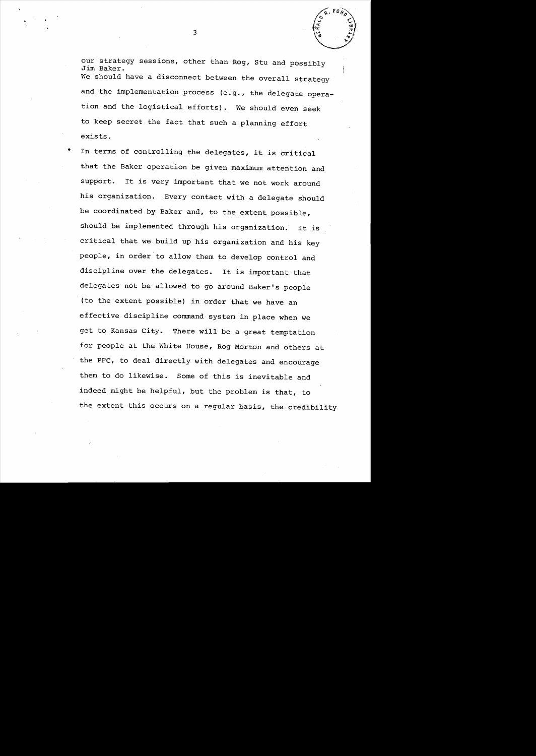our strategy sessions, other than Rog, Stu and possibly Jim Baker.
We should have a disconnect between the overall strategy and the implementation process (e.g., the delegate operation and the logistical efforts). We should even seek to keep secret the fact that such a planning effort exists.

- In terms of controlling the delegates, it is critical that the Baker operation be given maximum attention and support. It is very important that we not work around his organization. Every contact with a delegate should be coordinated by Baker and, to the extent possible, should be implemented through his organization. It is critical that we build up his organization and his key people, in order to allow them to develop control and discipline over the delegates. It is important that delegates not be allowed to go around Baker's people (to the extent possible) in order that we have an effective discipline command system in place when we get to Kansas City. There will be a great temptation for people at the White House, Rog Morton and others at the PFC, to deal directly with delegates and encourage them to do likewise. Some of this is inevitable and indeed might be helpful, but the problem is that, to the extent this occurs on a regular basis, the credibility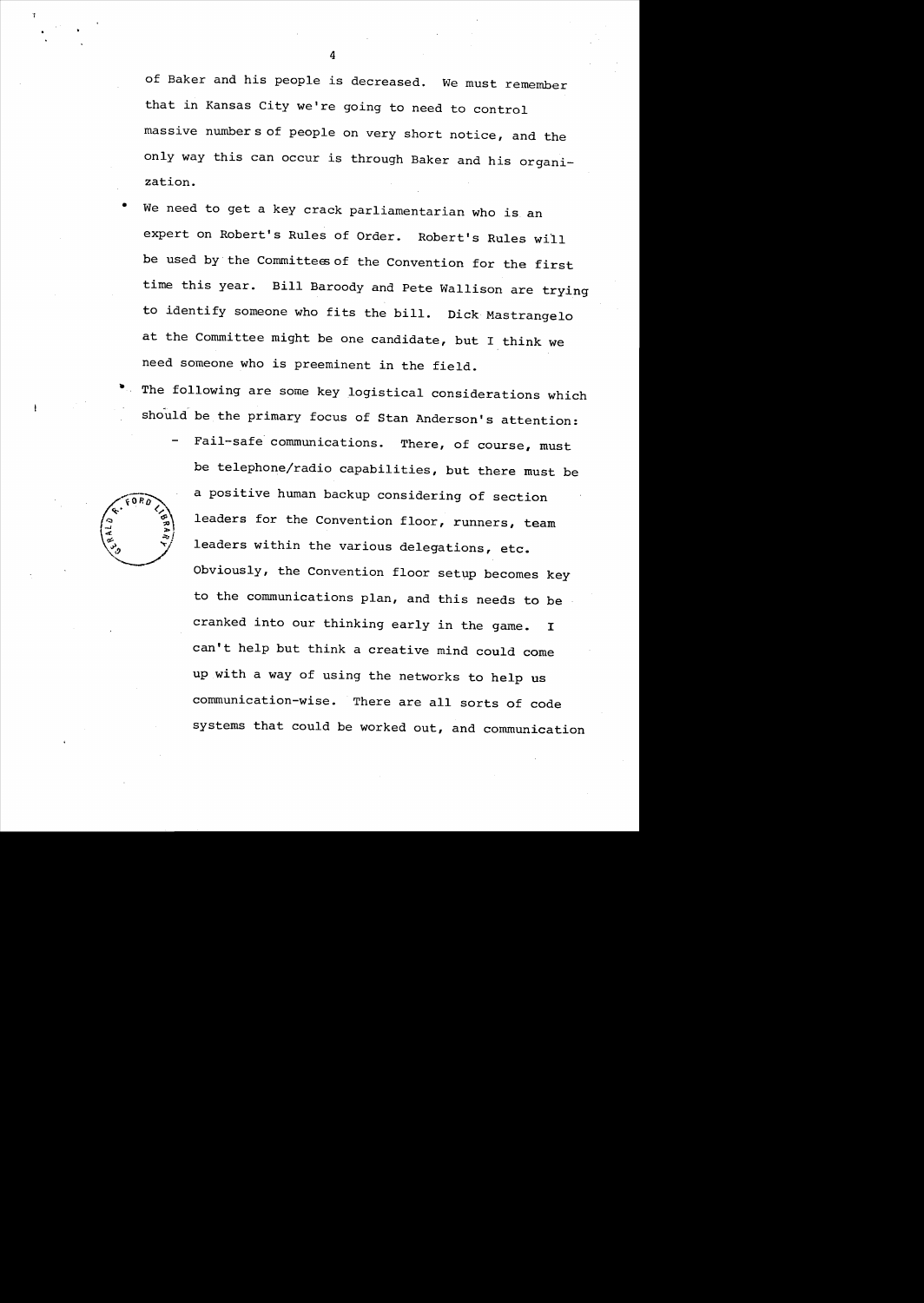of Baker and his people is decreased. We must remember that in Kansas City we're going to need to control massive number s of people on very short notice, and the only way this can occur is through Baker and his organization.

- We need to get a key crack parliamentarian who is an expert on Robert's Rules of Order. Robert's Rules will be used by the Committees of the Convention for the first time this year. Bill Baroody and Pete Wallison are trying to identify someone who fits the bill. Dick Mastrangelo at the Committee might be one candidate, but I think we need someone who is preeminent in the field.

- The following are some key logistical considerations which should be the primary focus of Stan Anderson's attention:

  - Fail-safe communications. There, of course, must be telephone/radio capabilities, but there must be a positive human backup considering of section leaders for the Convention floor, runners, team leaders within the various delegations, etc. Obviously, the Convention floor setup becomes key to the communications plan, and this needs to be cranked into our thinking early in the game. I can't help but think a creative mind could come up with a way of using the networks to help us communication-wise. There are all sorts of code systems that could be worked out, and communication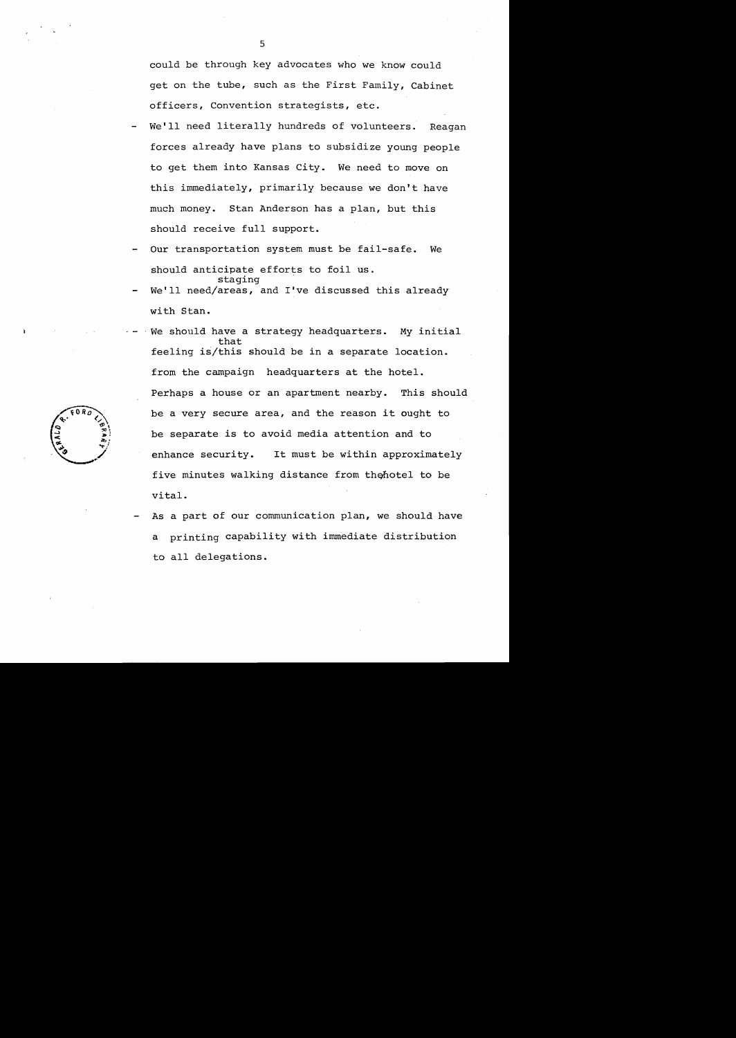could be through key advocates who we know could get on the tube, such as the First Family, Cabinet officers, Convention strategists, etc.

- We'll need literally hundreds of volunteers. Reagan forces already have plans to subsidize young people to get them into Kansas City. We need to move on this immediately, primarily because we don't have much money. Stan Anderson has a plan, but this should receive full support.
- Our transportation system must be fail-safe. We should anticipate efforts to foil us.
- We'll need staging areas, and I've discussed this already with Stan.
- We should have a strategy headquarters. My initial feeling is that this should be in a separate location. from the campaign headquarters at the hotel. Perhaps a house or an apartment nearby. This should be a very secure area, and the reason it ought to be separate is to avoid media attention and to enhance security. It must be within approximately five minutes walking distance from the hotel to be vital.
- As a part of our communication plan, we should have a printing capability with immediate distribution to all delegations.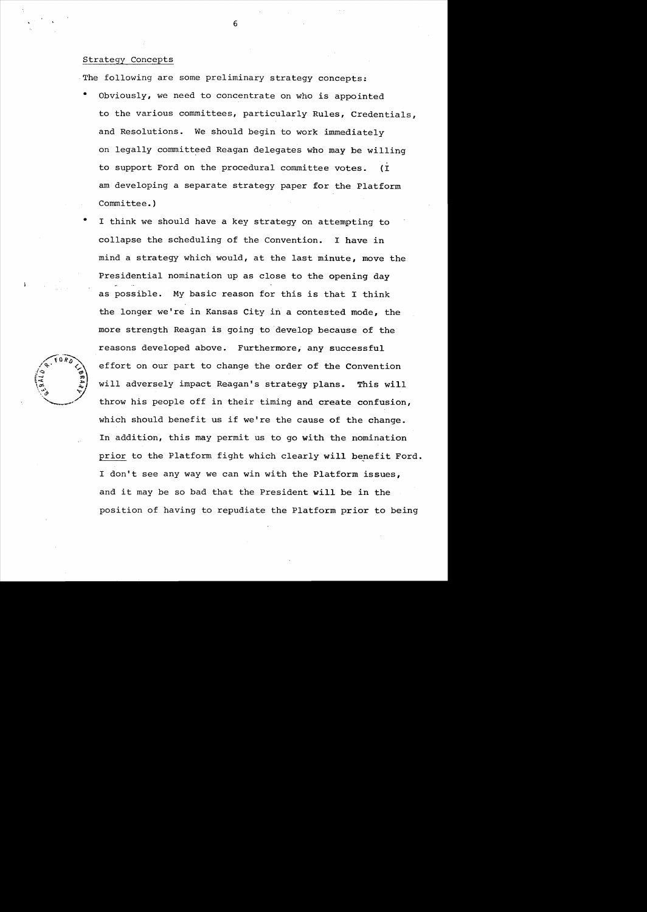Strategy Concepts

The following are some preliminary strategy concepts:

- Obviously, we need to concentrate on who is appointed to the various committees, particularly Rules, Credentials, and Resolutions. We should begin to work immediately on legally committeed Reagan delegates who may be willing to support Ford on the procedural committee votes. (I am developing a separate strategy paper for the Platform Committee.)
- I think we should have a key strategy on attempting to collapse the scheduling of the Convention. I have in mind a strategy which would, at the last minute, move the Presidential nomination up as close to the opening day as possible. My basic reason for this is that I think the longer we're in Kansas City in a contested mode, the more strength Reagan is going to develop because of the reasons developed above. Furthermore, any successful effort on our part to change the order of the Convention will adversely impact Reagan's strategy plans. This will throw his people off in their timing and create confusion, which should benefit us if we're the cause of the change. In addition, this may permit us to go with the nomination _prior_ to the Platform fight which clearly will benefit Ford. I don't see any way we can win with the Platform issues, and it may be so bad that the President will be in the position of having to repudiate the Platform prior to being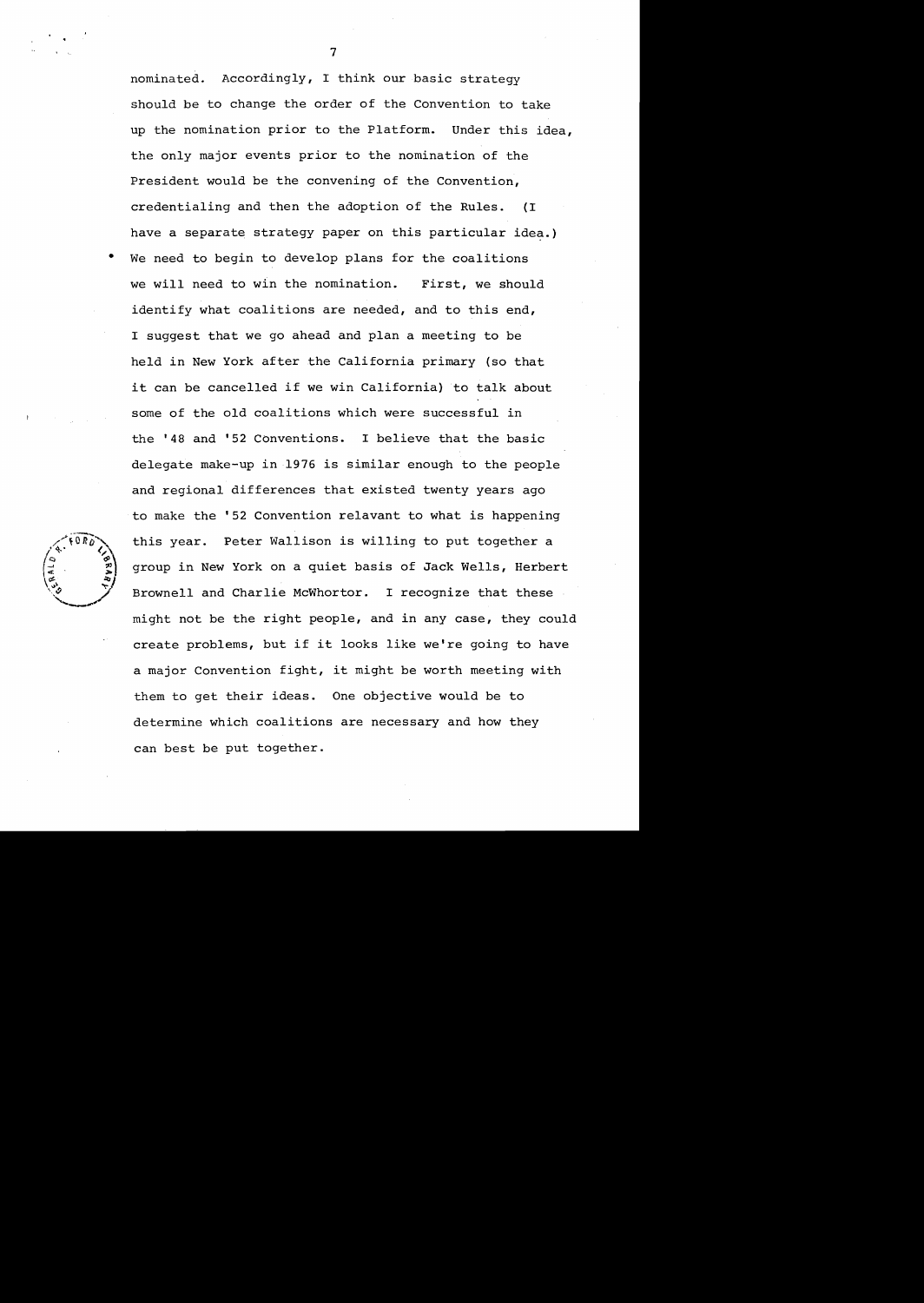nominated. Accordingly, I think our basic strategy should be to change the order of the Convention to take up the nomination prior to the Platform. Under this idea, the only major events prior to the nomination of the President would be the convening of the Convention, credentialing and then the adoption of the Rules. (I have a separate strategy paper on this particular idea.)

- We need to begin to develop plans for the coalitions we will need to win the nomination. First, we should identify what coalitions are needed, and to this end, I suggest that we go ahead and plan a meeting to be held in New York after the California primary (so that it can be cancelled if we win California) to talk about some of the old coalitions which were successful in the '48 and '52 Conventions. I believe that the basic delegate make-up in 1976 is similar enough to the people and regional differences that existed twenty years ago to make the '52 Convention relavant to what is happening this year. Peter Wallison is willing to put together a group in New York on a quiet basis of Jack Wells, Herbert Brownell and Charlie McWhortor. I recognize that these might not be the right people, and in any case, they could create problems, but if it looks like we're going to have a major Convention fight, it might be worth meeting with them to get their ideas. One objective would be to determine which coalitions are necessary and how they can best be put together.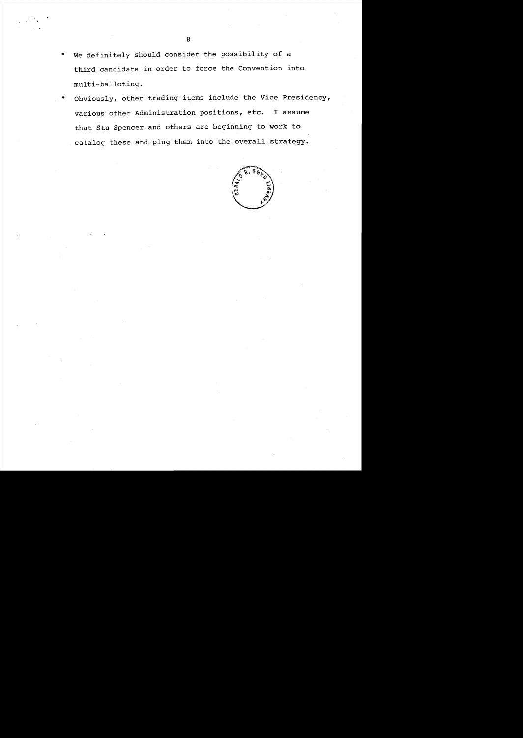- We definitely should consider the possibility of a third candidate in order to force the Convention into multi-balloting.
- Obviously, other trading items include the Vice Presidency, various other Administration positions, etc. I assume that Stu Spencer and others are beginning to work to catalog these and plug them into the overall strategy.